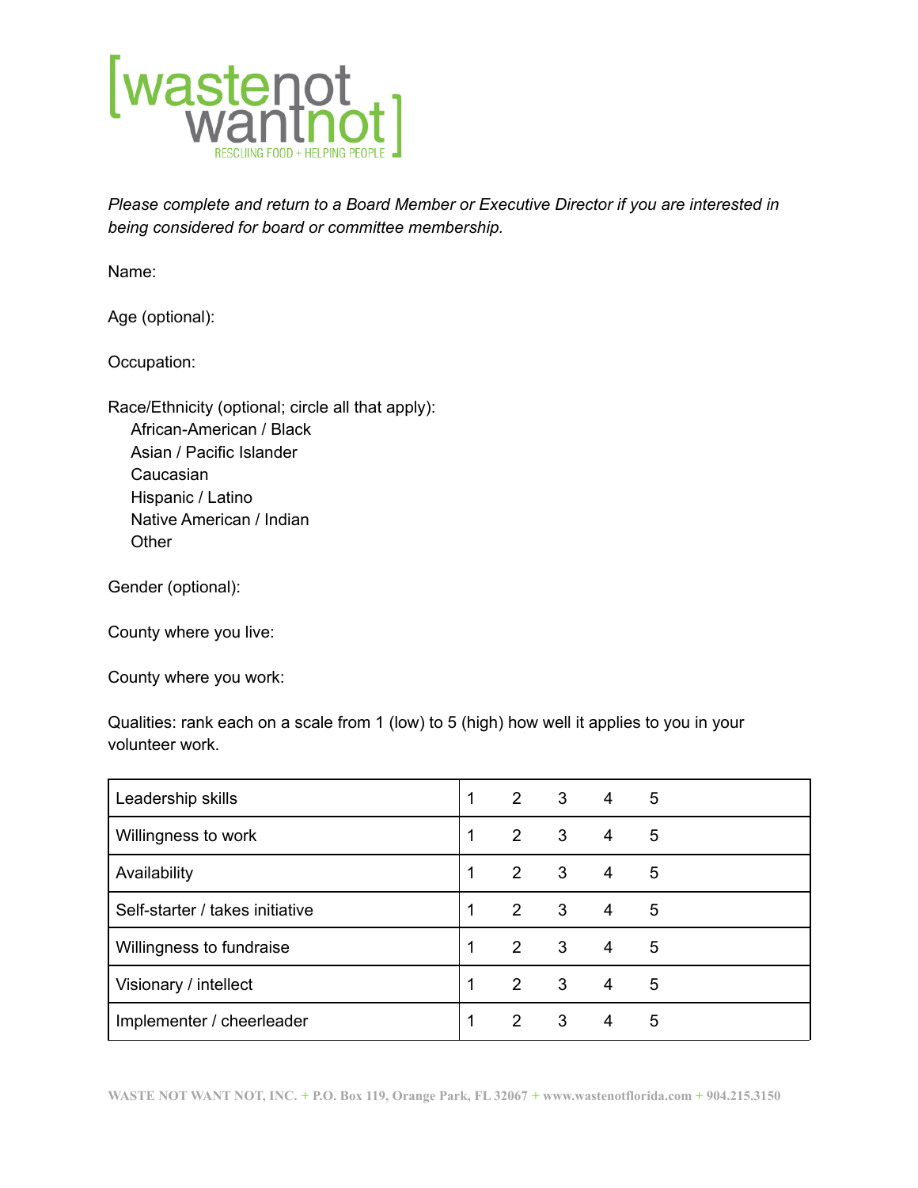[wastenot wantnot]
RESCUING FOOD + HELPING PEOPLE

*Please complete and return to a Board Member or Executive Director if you are interested in being considered for board or committee membership.*

Name:

Age (optional):

Occupation:

Race/Ethnicity (optional; circle all that apply):
- African-American / Black
- Asian / Pacific Islander
- Caucasian
- Hispanic / Latino
- Native American / Indian
- Other

Gender (optional):

County where you live:

County where you work:

Qualities: rank each on a scale from 1 (low) to 5 (high) how well it applies to you in your volunteer work.

| Quality | Rating |
|---|---|
| Leadership skills | 1 2 3 4 5 |
| Willingness to work | 1 2 3 4 5 |
| Availability | 1 2 3 4 5 |
| Self-starter / takes initiative | 1 2 3 4 5 |
| Willingness to fundraise | 1 2 3 4 5 |
| Visionary / intellect | 1 2 3 4 5 |
| Implementer / cheerleader | 1 2 3 4 5 |

WASTE NOT WANT NOT, INC. + P.O. Box 119, Orange Park, FL 32067 + www.wastenotflorida.com + 904.215.3150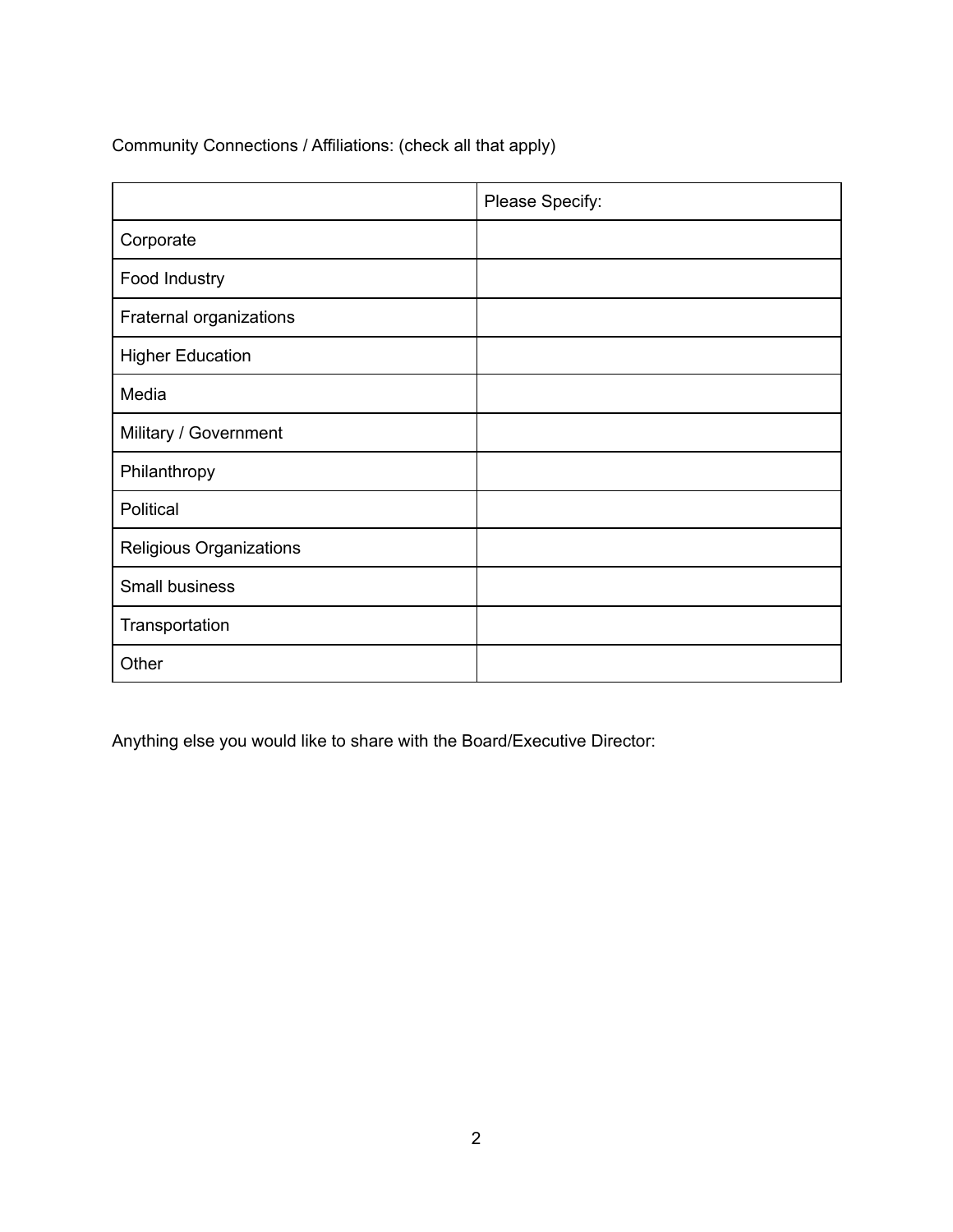Community Connections / Affiliations: (check all that apply)

| | Please Specify: |
|---|---|
| Corporate | |
| Food Industry | |
| Fraternal organizations | |
| Higher Education | |
| Media | |
| Military / Government | |
| Philanthropy | |
| Political | |
| Religious Organizations | |
| Small business | |
| Transportation | |
| Other | |

Anything else you would like to share with the Board/Executive Director: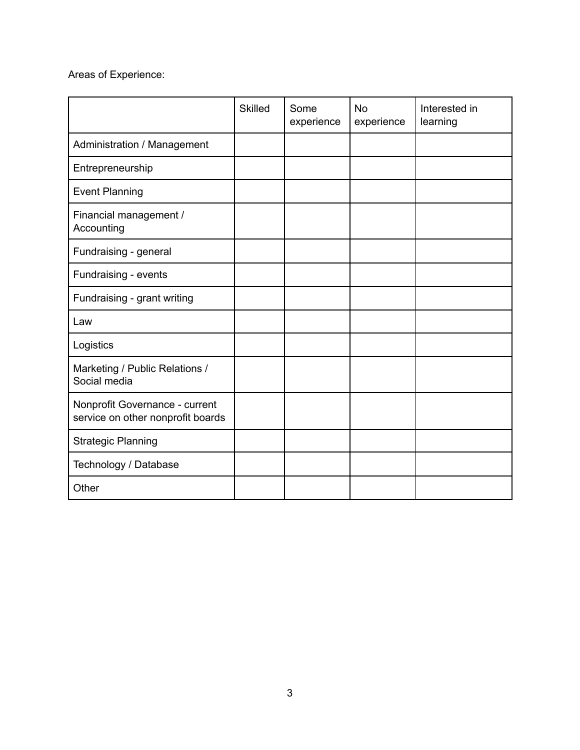Areas of Experience:

| | Skilled | Some experience | No experience | Interested in learning |
|---|---|---|---|---|
| Administration / Management | | | | |
| Entrepreneurship | | | | |
| Event Planning | | | | |
| Financial management / Accounting | | | | |
| Fundraising - general | | | | |
| Fundraising - events | | | | |
| Fundraising - grant writing | | | | |
| Law | | | | |
| Logistics | | | | |
| Marketing / Public Relations / Social media | | | | |
| Nonprofit Governance - current service on other nonprofit boards | | | | |
| Strategic Planning | | | | |
| Technology / Database | | | | |
| Other | | | | |